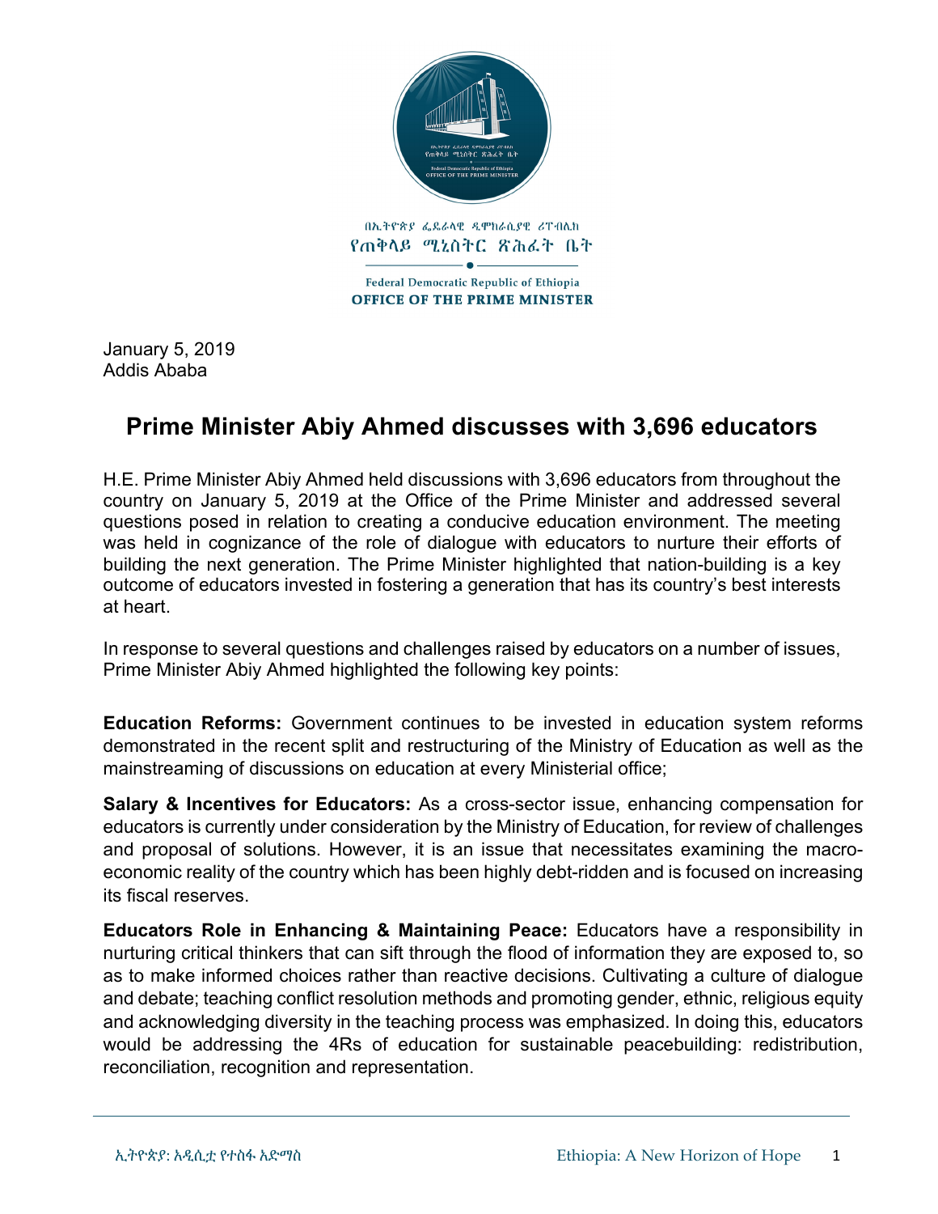በኢትዮጵያ ፌዴራላዊ ዲሞክራሲያዊ ሪፐብሊክ
የጠቅላይ ሚኒስትር ጽሕፈት ቤት

Federal Democratic Republic of Ethiopia
**OFFICE OF THE PRIME MINISTER**

January 5, 2019
Addis Ababa

# Prime Minister Abiy Ahmed discusses with 3,696 educators

H.E. Prime Minister Abiy Ahmed held discussions with 3,696 educators from throughout the country on January 5, 2019 at the Office of the Prime Minister and addressed several questions posed in relation to creating a conducive education environment. The meeting was held in cognizance of the role of dialogue with educators to nurture their efforts of building the next generation. The Prime Minister highlighted that nation-building is a key outcome of educators invested in fostering a generation that has its country's best interests at heart.

In response to several questions and challenges raised by educators on a number of issues, Prime Minister Abiy Ahmed highlighted the following key points:

**Education Reforms:** Government continues to be invested in education system reforms demonstrated in the recent split and restructuring of the Ministry of Education as well as the mainstreaming of discussions on education at every Ministerial office;

**Salary & Incentives for Educators:** As a cross-sector issue, enhancing compensation for educators is currently under consideration by the Ministry of Education, for review of challenges and proposal of solutions. However, it is an issue that necessitates examining the macro-economic reality of the country which has been highly debt-ridden and is focused on increasing its fiscal reserves.

**Educators Role in Enhancing & Maintaining Peace:** Educators have a responsibility in nurturing critical thinkers that can sift through the flood of information they are exposed to, so as to make informed choices rather than reactive decisions. Cultivating a culture of dialogue and debate; teaching conflict resolution methods and promoting gender, ethnic, religious equity and acknowledging diversity in the teaching process was emphasized. In doing this, educators would be addressing the 4Rs of education for sustainable peacebuilding: redistribution, reconciliation, recognition and representation.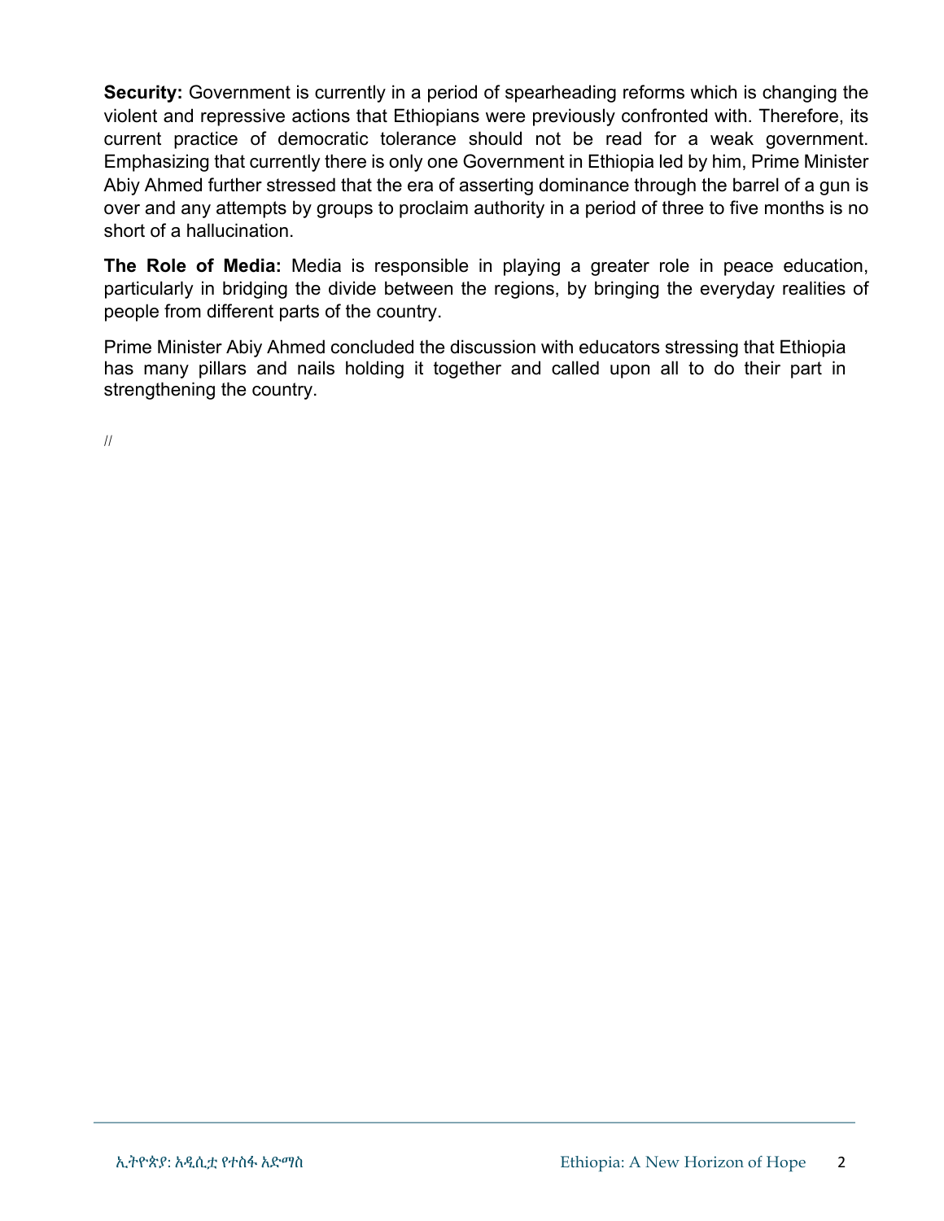**Security:** Government is currently in a period of spearheading reforms which is changing the violent and repressive actions that Ethiopians were previously confronted with. Therefore, its current practice of democratic tolerance should not be read for a weak government. Emphasizing that currently there is only one Government in Ethiopia led by him, Prime Minister Abiy Ahmed further stressed that the era of asserting dominance through the barrel of a gun is over and any attempts by groups to proclaim authority in a period of three to five months is no short of a hallucination.

**The Role of Media:** Media is responsible in playing a greater role in peace education, particularly in bridging the divide between the regions, by bringing the everyday realities of people from different parts of the country.

Prime Minister Abiy Ahmed concluded the discussion with educators stressing that Ethiopia has many pillars and nails holding it together and called upon all to do their part in strengthening the country.

//